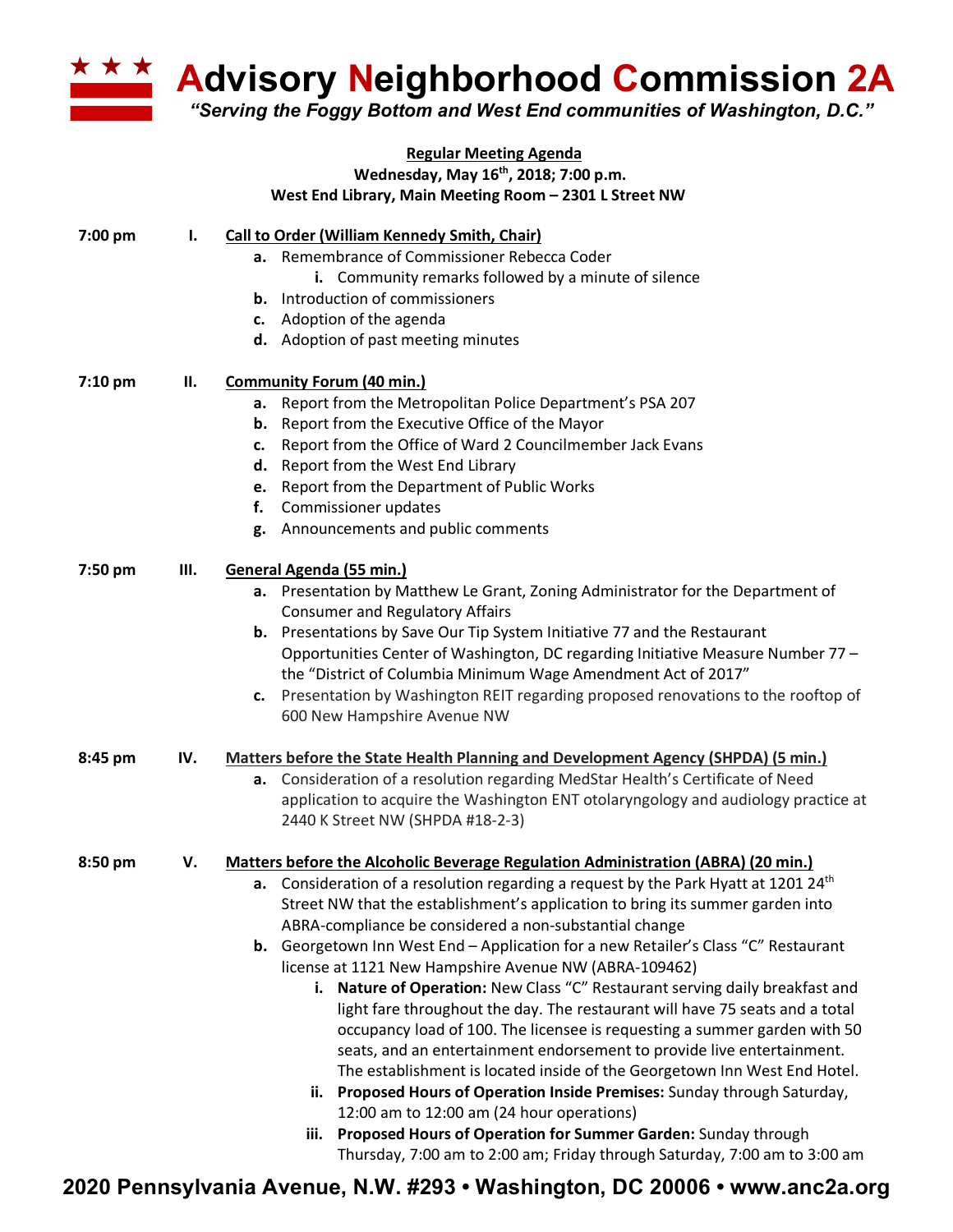# Advisory Neighborhood Commission 2A

*"Serving the Foggy Bottom and West End communities of Washington, D.C."*

**Regular Meeting Agenda**
**Wednesday, May 16th, 2018; 7:00 p.m.**
**West End Library, Main Meeting Room – 2301 L Street NW**

**7:00 pm** **I.** **Call to Order (William Kennedy Smith, Chair)**

- **a.** Remembrance of Commissioner Rebecca Coder
  - **i.** Community remarks followed by a minute of silence
- **b.** Introduction of commissioners
- **c.** Adoption of the agenda
- **d.** Adoption of past meeting minutes

**7:10 pm** **II.** **Community Forum (40 min.)**

- **a.** Report from the Metropolitan Police Department's PSA 207
- **b.** Report from the Executive Office of the Mayor
- **c.** Report from the Office of Ward 2 Councilmember Jack Evans
- **d.** Report from the West End Library
- **e.** Report from the Department of Public Works
- **f.** Commissioner updates
- **g.** Announcements and public comments

**7:50 pm** **III.** **General Agenda (55 min.)**

- **a.** Presentation by Matthew Le Grant, Zoning Administrator for the Department of Consumer and Regulatory Affairs
- **b.** Presentations by Save Our Tip System Initiative 77 and the Restaurant Opportunities Center of Washington, DC regarding Initiative Measure Number 77 – the "District of Columbia Minimum Wage Amendment Act of 2017"
- **c.** Presentation by Washington REIT regarding proposed renovations to the rooftop of 600 New Hampshire Avenue NW

**8:45 pm** **IV.** **Matters before the State Health Planning and Development Agency (SHPDA) (5 min.)**

- **a.** Consideration of a resolution regarding MedStar Health's Certificate of Need application to acquire the Washington ENT otolaryngology and audiology practice at 2440 K Street NW (SHPDA #18-2-3)

**8:50 pm** **V.** **Matters before the Alcoholic Beverage Regulation Administration (ABRA) (20 min.)**

- **a.** Consideration of a resolution regarding a request by the Park Hyatt at 1201 24th Street NW that the establishment's application to bring its summer garden into ABRA-compliance be considered a non-substantial change
- **b.** Georgetown Inn West End – Application for a new Retailer's Class "C" Restaurant license at 1121 New Hampshire Avenue NW (ABRA-109462)
  - **i. Nature of Operation:** New Class "C" Restaurant serving daily breakfast and light fare throughout the day. The restaurant will have 75 seats and a total occupancy load of 100. The licensee is requesting a summer garden with 50 seats, and an entertainment endorsement to provide live entertainment. The establishment is located inside of the Georgetown Inn West End Hotel.
  - **ii. Proposed Hours of Operation Inside Premises:** Sunday through Saturday, 12:00 am to 12:00 am (24 hour operations)
  - **iii. Proposed Hours of Operation for Summer Garden:** Sunday through Thursday, 7:00 am to 2:00 am; Friday through Saturday, 7:00 am to 3:00 am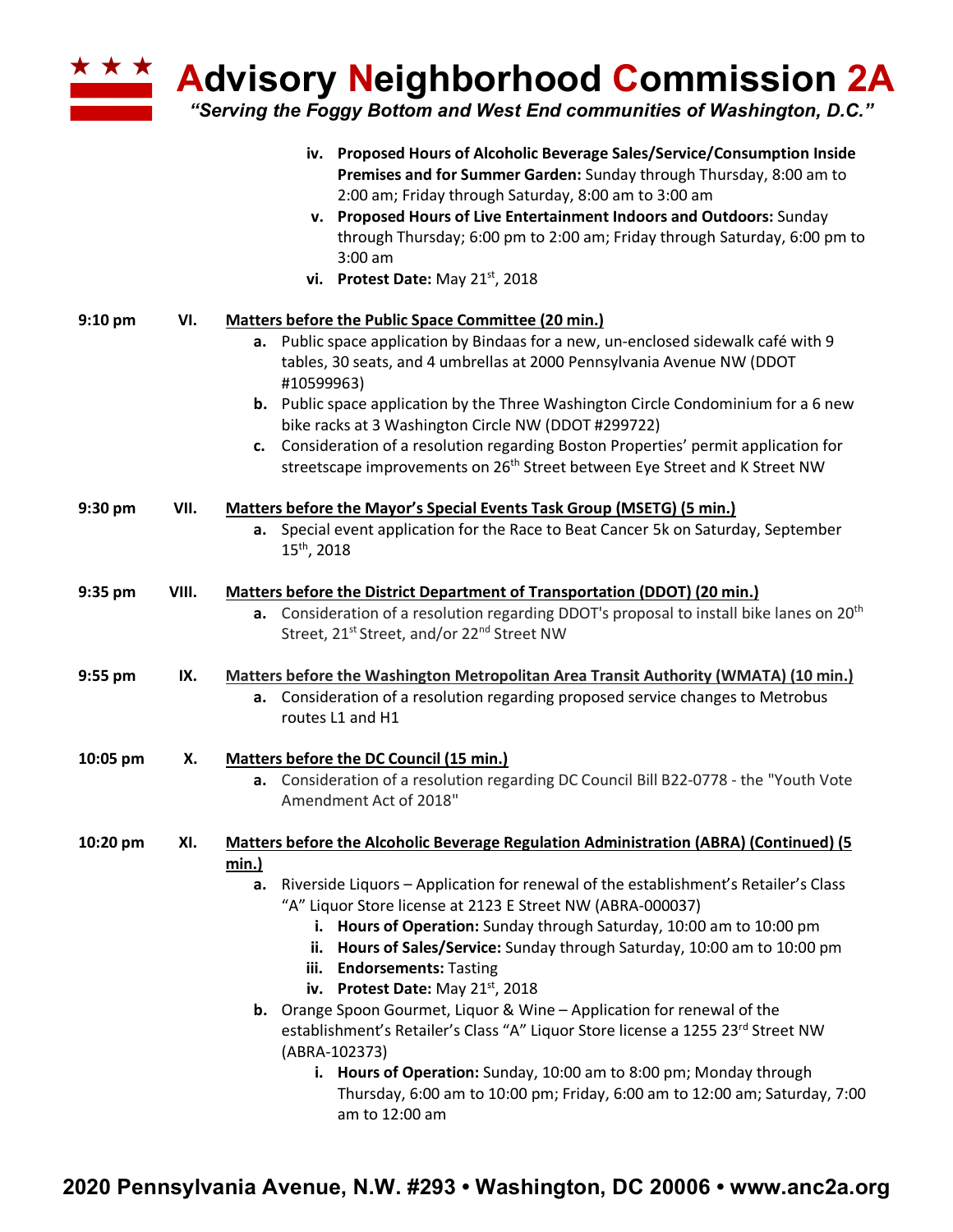iv. **Proposed Hours of Alcoholic Beverage Sales/Service/Consumption Inside Premises and for Summer Garden:** Sunday through Thursday, 8:00 am to 2:00 am; Friday through Saturday, 8:00 am to 3:00 am
   v. **Proposed Hours of Live Entertainment Indoors and Outdoors:** Sunday through Thursday; 6:00 pm to 2:00 am; Friday through Saturday, 6:00 pm to 3:00 am
   vi. **Protest Date:** May 21st, 2018

**9:10 pm VI. Matters before the Public Space Committee (20 min.)**

a. Public space application by Bindaas for a new, un-enclosed sidewalk café with 9 tables, 30 seats, and 4 umbrellas at 2000 Pennsylvania Avenue NW (DDOT #10599963)
b. Public space application by the Three Washington Circle Condominium for a 6 new bike racks at 3 Washington Circle NW (DDOT #299722)
c. Consideration of a resolution regarding Boston Properties' permit application for streetscape improvements on 26th Street between Eye Street and K Street NW

**9:30 pm VII. Matters before the Mayor's Special Events Task Group (MSETG) (5 min.)**

a. Special event application for the Race to Beat Cancer 5k on Saturday, September 15th, 2018

**9:35 pm VIII. Matters before the District Department of Transportation (DDOT) (20 min.)**

a. Consideration of a resolution regarding DDOT's proposal to install bike lanes on 20th Street, 21st Street, and/or 22nd Street NW

**9:55 pm IX. Matters before the Washington Metropolitan Area Transit Authority (WMATA) (10 min.)**

a. Consideration of a resolution regarding proposed service changes to Metrobus routes L1 and H1

**10:05 pm X. Matters before the DC Council (15 min.)**

a. Consideration of a resolution regarding DC Council Bill B22-0778 - the "Youth Vote Amendment Act of 2018"

**10:20 pm XI. Matters before the Alcoholic Beverage Regulation Administration (ABRA) (Continued) (5 min.)**

a. Riverside Liquors – Application for renewal of the establishment's Retailer's Class "A" Liquor Store license at 2123 E Street NW (ABRA-000037)
   i. **Hours of Operation:** Sunday through Saturday, 10:00 am to 10:00 pm
   ii. **Hours of Sales/Service:** Sunday through Saturday, 10:00 am to 10:00 pm
   iii. **Endorsements:** Tasting
   iv. **Protest Date:** May 21st, 2018
b. Orange Spoon Gourmet, Liquor & Wine – Application for renewal of the establishment's Retailer's Class "A" Liquor Store license a 1255 23rd Street NW (ABRA-102373)
   i. **Hours of Operation:** Sunday, 10:00 am to 8:00 pm; Monday through Thursday, 6:00 am to 10:00 pm; Friday, 6:00 am to 12:00 am; Saturday, 7:00 am to 12:00 am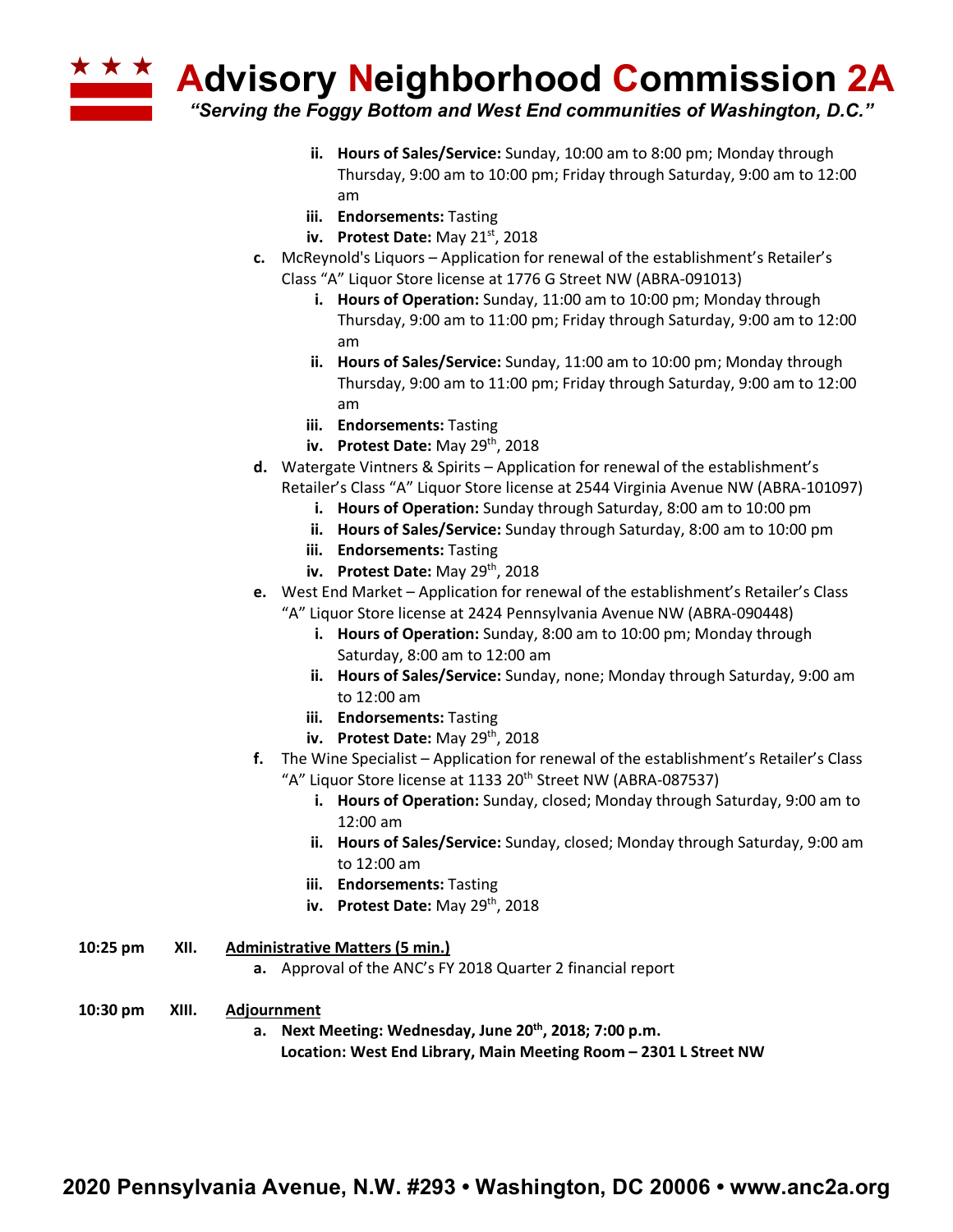- ii. **Hours of Sales/Service:** Sunday, 10:00 am to 8:00 pm; Monday through Thursday, 9:00 am to 10:00 pm; Friday through Saturday, 9:00 am to 12:00 am
- iii. **Endorsements:** Tasting
- iv. **Protest Date:** May 21st, 2018

c. McReynold's Liquors – Application for renewal of the establishment's Retailer's Class "A" Liquor Store license at 1776 G Street NW (ABRA-091013)

- i. **Hours of Operation:** Sunday, 11:00 am to 10:00 pm; Monday through Thursday, 9:00 am to 11:00 pm; Friday through Saturday, 9:00 am to 12:00 am
- ii. **Hours of Sales/Service:** Sunday, 11:00 am to 10:00 pm; Monday through Thursday, 9:00 am to 11:00 pm; Friday through Saturday, 9:00 am to 12:00 am
- iii. **Endorsements:** Tasting
- iv. **Protest Date:** May 29th, 2018

d. Watergate Vintners & Spirits – Application for renewal of the establishment's Retailer's Class "A" Liquor Store license at 2544 Virginia Avenue NW (ABRA-101097)

- i. **Hours of Operation:** Sunday through Saturday, 8:00 am to 10:00 pm
- ii. **Hours of Sales/Service:** Sunday through Saturday, 8:00 am to 10:00 pm
- iii. **Endorsements:** Tasting
- iv. **Protest Date:** May 29th, 2018

e. West End Market – Application for renewal of the establishment's Retailer's Class "A" Liquor Store license at 2424 Pennsylvania Avenue NW (ABRA-090448)

- i. **Hours of Operation:** Sunday, 8:00 am to 10:00 pm; Monday through Saturday, 8:00 am to 12:00 am
- ii. **Hours of Sales/Service:** Sunday, none; Monday through Saturday, 9:00 am to 12:00 am
- iii. **Endorsements:** Tasting
- iv. **Protest Date:** May 29th, 2018

f. The Wine Specialist – Application for renewal of the establishment's Retailer's Class "A" Liquor Store license at 1133 20th Street NW (ABRA-087537)

- i. **Hours of Operation:** Sunday, closed; Monday through Saturday, 9:00 am to 12:00 am
- ii. **Hours of Sales/Service:** Sunday, closed; Monday through Saturday, 9:00 am to 12:00 am
- iii. **Endorsements:** Tasting
- iv. **Protest Date:** May 29th, 2018

**10:25 pm XII. Administrative Matters (5 min.)**

a. Approval of the ANC's FY 2018 Quarter 2 financial report

**10:30 pm XIII. Adjournment**

a. **Next Meeting: Wednesday, June 20th, 2018; 7:00 p.m.**
**Location: West End Library, Main Meeting Room – 2301 L Street NW**